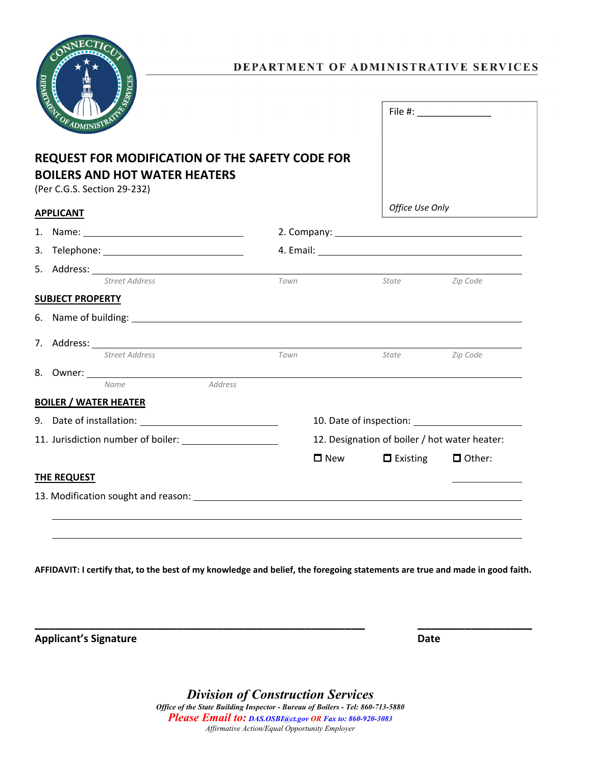DEPARTMENT OF ADMINISTRATIVE SERVICES

File #: _______________

*Office Use Only*

# REQUEST FOR MODIFICATION OF THE SAFETY CODE FOR BOILERS AND HOT WATER HEATERS

(Per C.G.S. Section 29-232)

## APPLICANT

1. Name: ______________________ 2. Company: ______________________

3. Telephone: ______________________ 4. Email: ______________________

5. Address: ______________________________________________
   *Street Address* *Town* *State* *Zip Code*

## SUBJECT PROPERTY

6. Name of building: ______________________________________________

7. Address: ______________________________________________
   *Street Address* *Town* *State* *Zip Code*

8. Owner: ______________________________________________
   *Name* *Address*

## BOILER / WATER HEATER

9. Date of installation: ______________________ 10. Date of inspection: ______________________

11. Jurisdiction number of boiler: ______________________ 12. Designation of boiler / hot water heater:

☐ New ☐ Existing ☐ Other: __________

## THE REQUEST

13. Modification sought and reason: ______________________________________________

______________________________________________

______________________________________________

**AFFIDAVIT: I certify that, to the best of my knowledge and belief, the foregoing statements are true and made in good faith.**

______________________________________________ ______________________

**Applicant's Signature** **Date**

***Division of Construction Services***

*Office of the State Building Inspector - Bureau of Boilers - Tel: 860-713-5880*

*Please Email to: DAS.OSBI@ct.gov OR Fax to: 860-920-3083*

*Affirmative Action/Equal Opportunity Employer*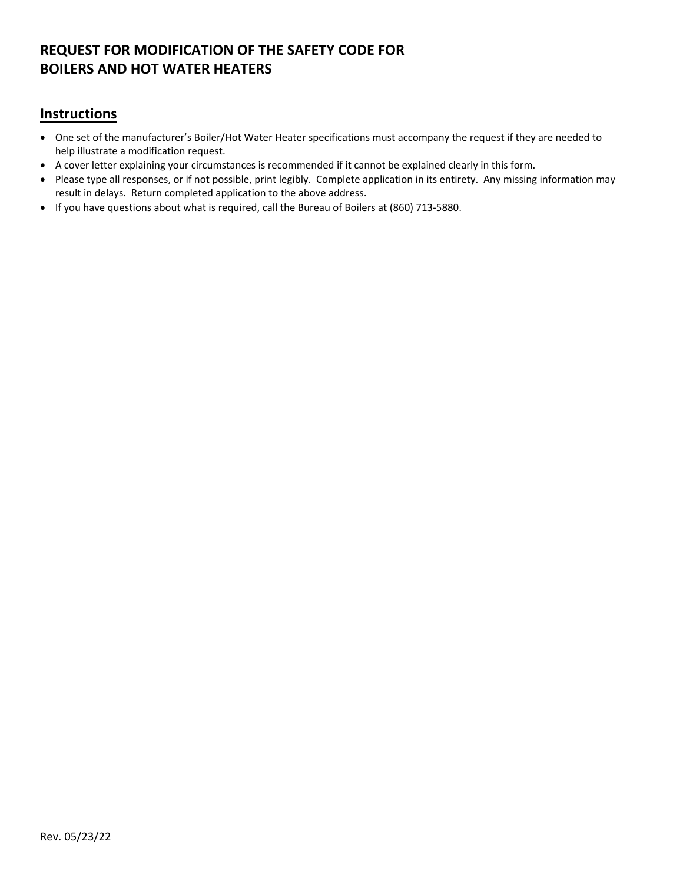# REQUEST FOR MODIFICATION OF THE SAFETY CODE FOR BOILERS AND HOT WATER HEATERS

## Instructions

- One set of the manufacturer's Boiler/Hot Water Heater specifications must accompany the request if they are needed to help illustrate a modification request.
- A cover letter explaining your circumstances is recommended if it cannot be explained clearly in this form.
- Please type all responses, or if not possible, print legibly. Complete application in its entirety. Any missing information may result in delays. Return completed application to the above address.
- If you have questions about what is required, call the Bureau of Boilers at (860) 713-5880.

Rev. 05/23/22